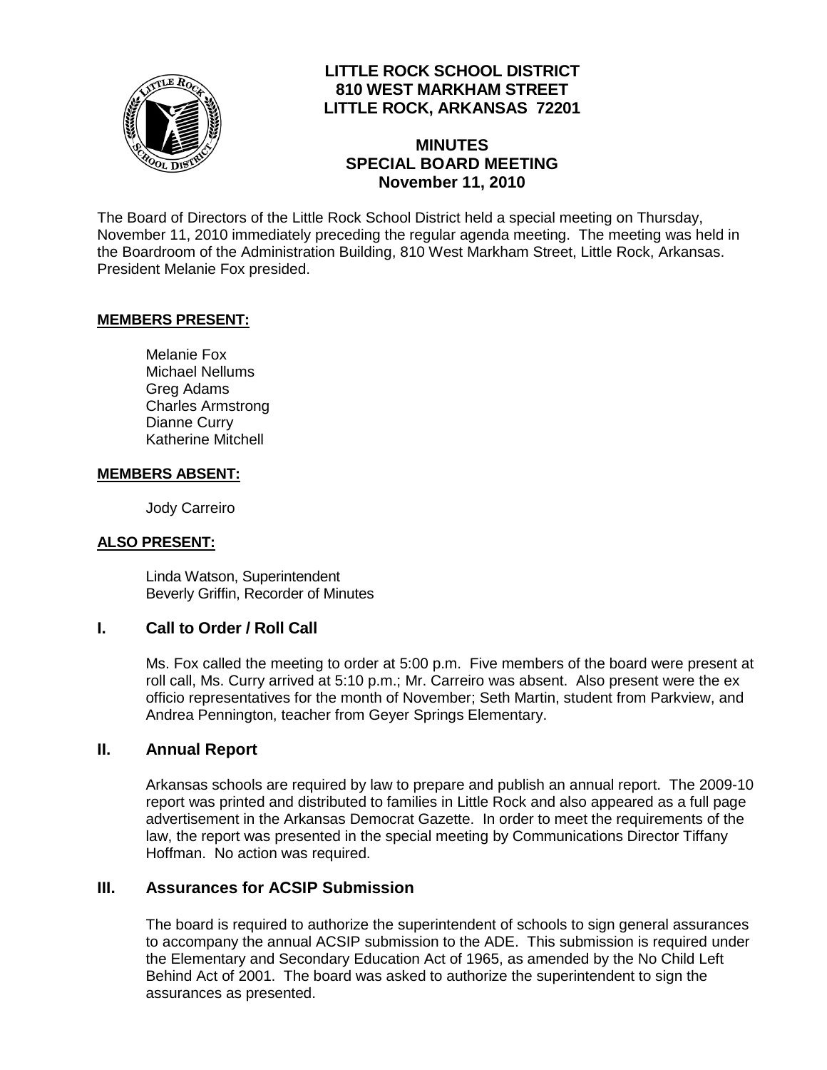# LITTLE ROCK SCHOOL DISTRICT
## 810 WEST MARKHAM STREET
## LITTLE ROCK, ARKANSAS 72201

## MINUTES
## SPECIAL BOARD MEETING
## November 11, 2010

The Board of Directors of the Little Rock School District held a special meeting on Thursday, November 11, 2010 immediately preceding the regular agenda meeting. The meeting was held in the Boardroom of the Administration Building, 810 West Markham Street, Little Rock, Arkansas. President Melanie Fox presided.

**MEMBERS PRESENT:**

Melanie Fox
Michael Nellums
Greg Adams
Charles Armstrong
Dianne Curry
Katherine Mitchell

**MEMBERS ABSENT:**

Jody Carreiro

**ALSO PRESENT:**

Linda Watson, Superintendent
Beverly Griffin, Recorder of Minutes

## I. Call to Order / Roll Call

Ms. Fox called the meeting to order at 5:00 p.m. Five members of the board were present at roll call, Ms. Curry arrived at 5:10 p.m.; Mr. Carreiro was absent. Also present were the ex officio representatives for the month of November; Seth Martin, student from Parkview, and Andrea Pennington, teacher from Geyer Springs Elementary.

## II. Annual Report

Arkansas schools are required by law to prepare and publish an annual report. The 2009-10 report was printed and distributed to families in Little Rock and also appeared as a full page advertisement in the Arkansas Democrat Gazette. In order to meet the requirements of the law, the report was presented in the special meeting by Communications Director Tiffany Hoffman. No action was required.

## III. Assurances for ACSIP Submission

The board is required to authorize the superintendent of schools to sign general assurances to accompany the annual ACSIP submission to the ADE. This submission is required under the Elementary and Secondary Education Act of 1965, as amended by the No Child Left Behind Act of 2001. The board was asked to authorize the superintendent to sign the assurances as presented.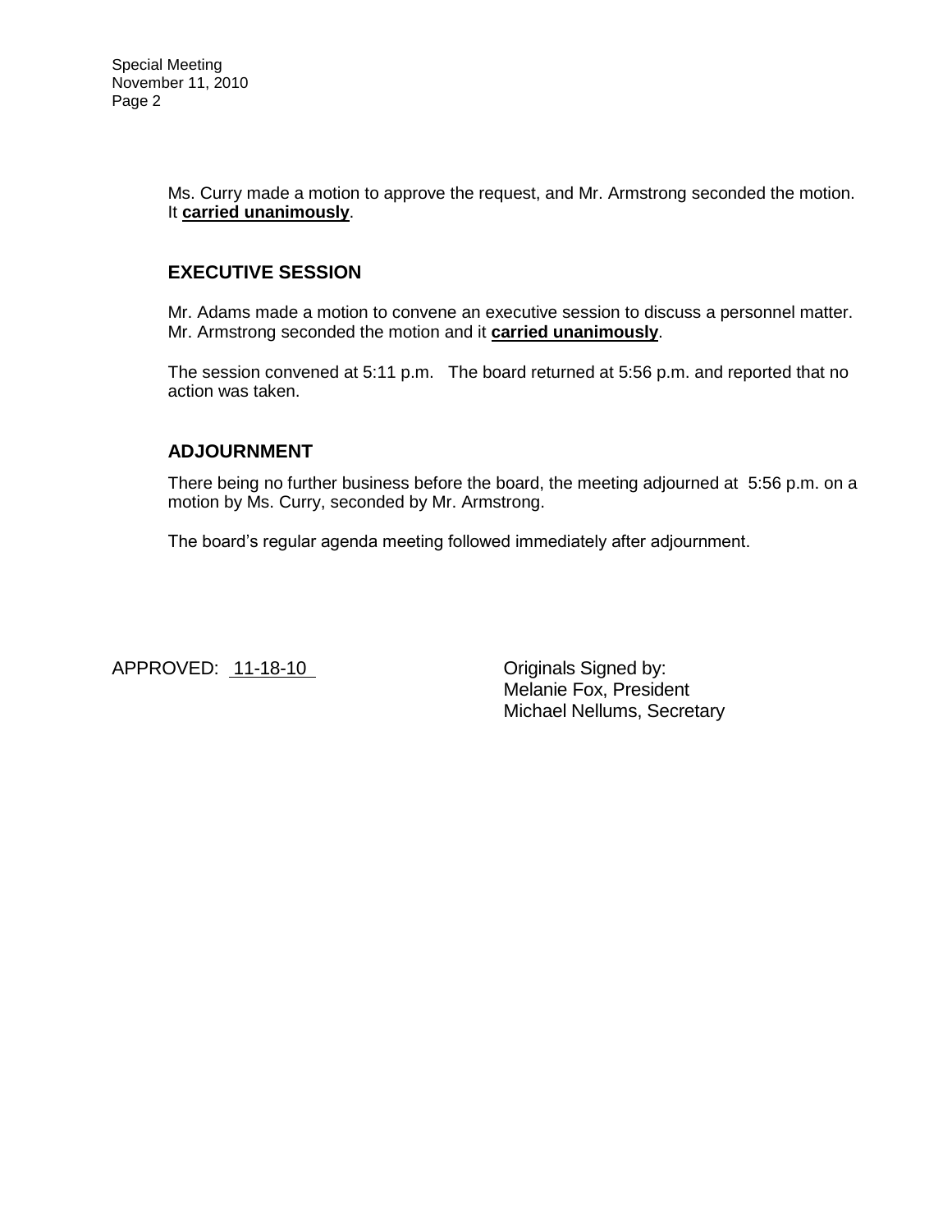Ms. Curry made a motion to approve the request, and Mr. Armstrong seconded the motion. It **carried unanimously**.

## EXECUTIVE SESSION

Mr. Adams made a motion to convene an executive session to discuss a personnel matter. Mr. Armstrong seconded the motion and it **carried unanimously**.

The session convened at 5:11 p.m. The board returned at 5:56 p.m. and reported that no action was taken.

## ADJOURNMENT

There being no further business before the board, the meeting adjourned at 5:56 p.m. on a motion by Ms. Curry, seconded by Mr. Armstrong.

The board's regular agenda meeting followed immediately after adjournment.

APPROVED: 11-18-10

Originals Signed by:
Melanie Fox, President
Michael Nellums, Secretary